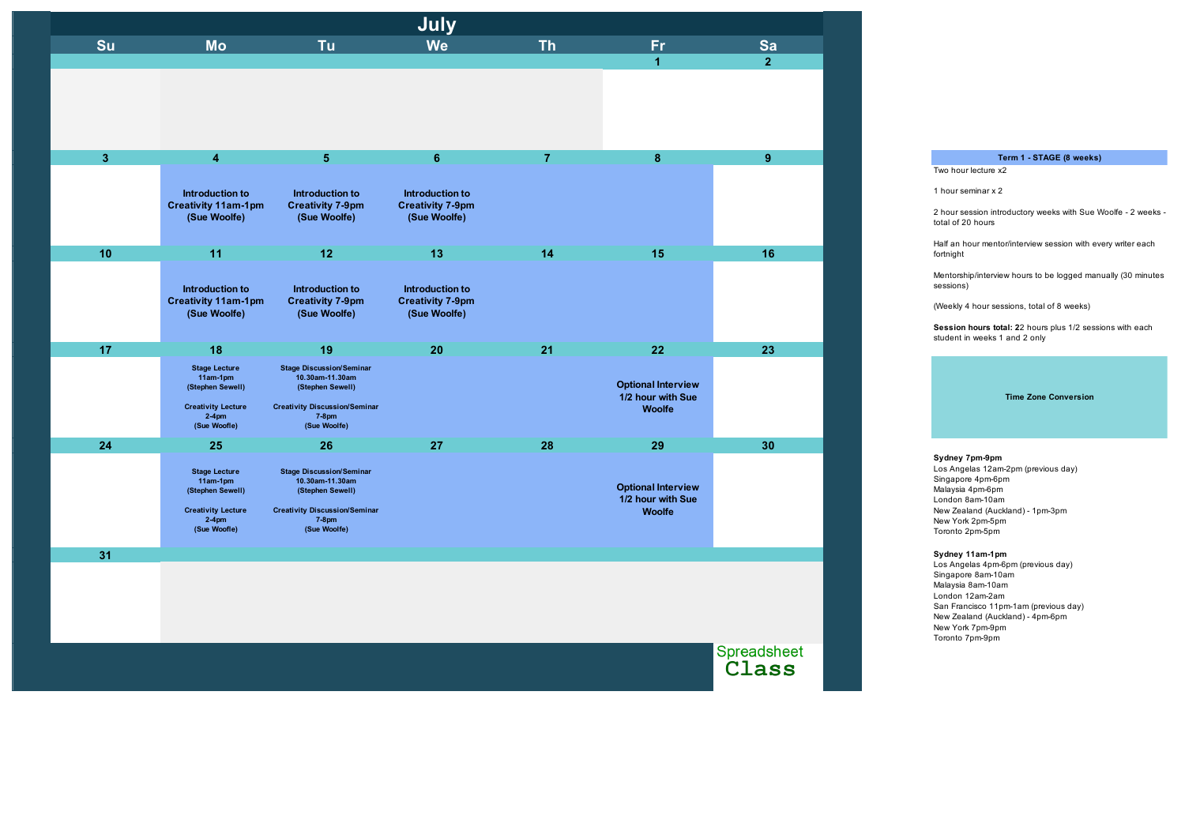# July

| Su | Mo | Tu | We | Th | Fr | Sa |
| --- | --- | --- | --- | --- | --- | --- |
| | | | | | 1 | 2 |
| 3 | 4<br>Introduction to Creativity 11am-1pm (Sue Woolfe) | 5<br>Introduction to Creativity 7-9pm (Sue Woolfe) | 6<br>Introduction to Creativity 7-9pm (Sue Woolfe) | 7 | 8 | 9 |
| 10 | 11<br>Introduction to Creativity 11am-1pm (Sue Woolfe) | 12<br>Introduction to Creativity 7-9pm (Sue Woolfe) | 13<br>Introduction to Creativity 7-9pm (Sue Woolfe) | 14 | 15 | 16 |
| 17 | 18<br>Stage Lecture 11am-1pm (Stephen Sewell)<br><br>Creativity Lecture 2-4pm (Sue Woofle) | 19<br>Stage Discussion/Seminar 10.30am-11.30am (Stephen Sewell)<br><br>Creativity Discussion/Seminar 7-8pm (Sue Woofle) | 20 | 21 | 22<br>Optional Interview 1/2 hour with Sue Woolfe | 23 |
| 24 | 25<br>Stage Lecture 11am-1pm (Stephen Sewell)<br><br>Creativity Lecture 2-4pm (Sue Woofle) | 26<br>Stage Discussion/Seminar 10.30am-11.30am (Stephen Sewell)<br><br>Creativity Discussion/Seminar 7-8pm (Sue Woofle) | 27 | 28 | 29<br>Optional Interview 1/2 hour with Sue Woolfe | 30 |
| 31 | | | | | | |

Spreadsheet Class

**Term 1 - STAGE (8 weeks)**

Two hour lecture x2

1 hour seminar x 2

2 hour session introductory weeks with Sue Woolfe - 2 weeks - total of 20 hours

Half an hour mentor/interview session with every writer each fortnight

Mentorship/interview hours to be logged manually (30 minutes sessions)

(Weekly 4 hour sessions, total of 8 weeks)

**Session hours total: 2**2 hours plus 1/2 sessions with each student in weeks 1 and 2 only

**Time Zone Conversion**

**Sydney 7pm-9pm**
Los Angelas 12am-2pm (previous day)
Singapore 4pm-6pm
Malaysia 4pm-6pm
London 8am-10am
New Zealand (Auckland) - 1pm-3pm
New York 2pm-5pm
Toronto 2pm-5pm

**Sydney 11am-1pm**
Los Angelas 4pm-6pm (previous day)
Singapore 8am-10am
Malaysia 8am-10am
London 12am-2am
San Francisco 11pm-1am (previous day)
New Zealand (Auckland) - 4pm-6pm
New York 7pm-9pm
Toronto 7pm-9pm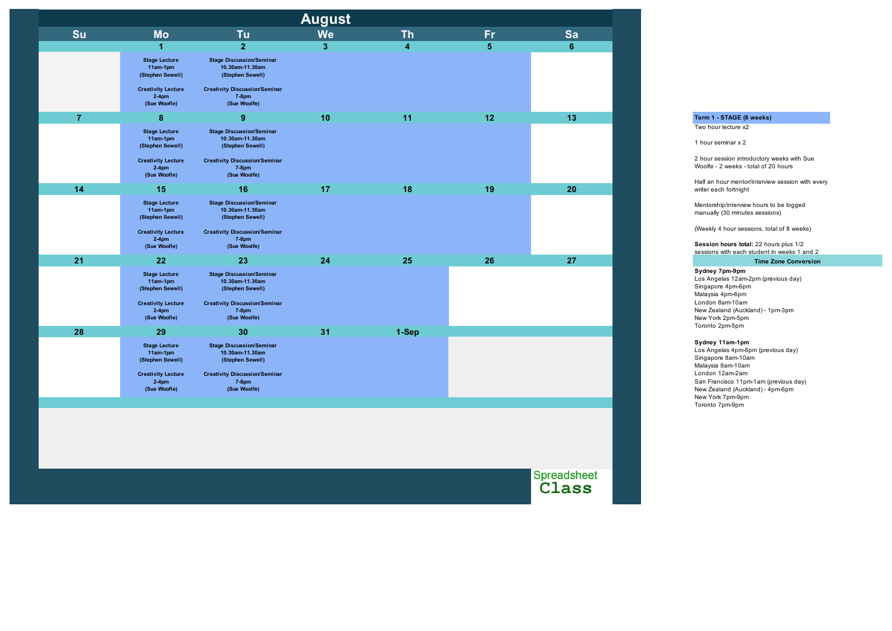# August

| Su | Mo | Tu | We | Th | Fr | Sa |
|---|---|---|---|---|---|---|
| | 1 | 2 | 3 | 4 | 5 | 6 |
| | **Stage Lecture** **11am-1pm** **(Stephen Sewell)** **Creativity Lecture** **2-4pm** **(Sue Woofle)** | **Stage Discussion/Seminar** **10.30am-11.30am** **(Stephen Sewell)** **Creativity Discussion/Seminar** **7-8pm** **(Sue Woolfe)** | | | | |
| 7 | 8 | 9 | 10 | 11 | 12 | 13 |
| | **Stage Lecture** **11am-1pm** **(Stephen Sewell)** **Creativity Lecture** **2-4pm** **(Sue Woofle)** | **Stage Discussion/Seminar** **10.30am-11.30am** **(Stephen Sewell)** **Creativity Discussion/Seminar** **7-8pm** **(Sue Woolfe)** | | | | |
| 14 | 15 | 16 | 17 | 18 | 19 | 20 |
| | **Stage Lecture** **11am-1pm** **(Stephen Sewell)** **Creativity Lecture** **2-4pm** **(Sue Woofle)** | **Stage Discussion/Seminar** **10.30am-11.30am** **(Stephen Sewell)** **Creativity Discussion/Seminar** **7-8pm** **(Sue Woolfe)** | | | | |
| 21 | 22 | 23 | 24 | 25 | 26 | 27 |
| | **Stage Lecture** **11am-1pm** **(Stephen Sewell)** **Creativity Lecture** **2-4pm** **(Sue Woofle)** | **Stage Discussion/Seminar** **10.30am-11.30am** **(Stephen Sewell)** **Creativity Discussion/Seminar** **7-8pm** **(Sue Woolfe)** | | | | |
| 28 | 29 | 30 | 31 | 1-Sep | | |
| | **Stage Lecture** **11am-1pm** **(Stephen Sewell)** **Creativity Lecture** **2-4pm** **(Sue Woofle)** | **Stage Discussion/Seminar** **10.30am-11.30am** **(Stephen Sewell)** **Creativity Discussion/Seminar** **7-8pm** **(Sue Woolfe)** | | | | |

Spreadsheet Class

**Term 1 - STAGE (8 weeks)**

Two hour lecture x2

1 hour seminar x 2

2 hour session introductory weeks with Sue Woolfe - 2 weeks - total of 20 hours

Half an hour mentor/interview session with every writer each fortnight

Mentorship/interview hours to be logged manually (30 minutes sessions)

(Weekly 4 hour sessions, total of 8 weeks)

**Session hours total:** 22 hours plus 1/2 sessions with each student in weeks 1 and 2

**Time Zone Conversion**

**Sydney 7pm-9pm**
Los Angelas 12am-2pm (previous day)
Singapore 4pm-6pm
Malaysia 4pm-6pm
London 8am-10am
New Zealand (Auckland) - 1pm-3pm
New York 2pm-5pm
Toronto 2pm-5pm

**Sydney 11am-1pm**
Los Angelas 4pm-6pm (previous day)
Singapore 8am-10am
Malaysia 8am-10am
London 12am-2am
San Francisco 11pm-1am (previous day)
New Zealand (Auckland) - 4pm-6pm
New York 7pm-9pm
Toronto 7pm-9pm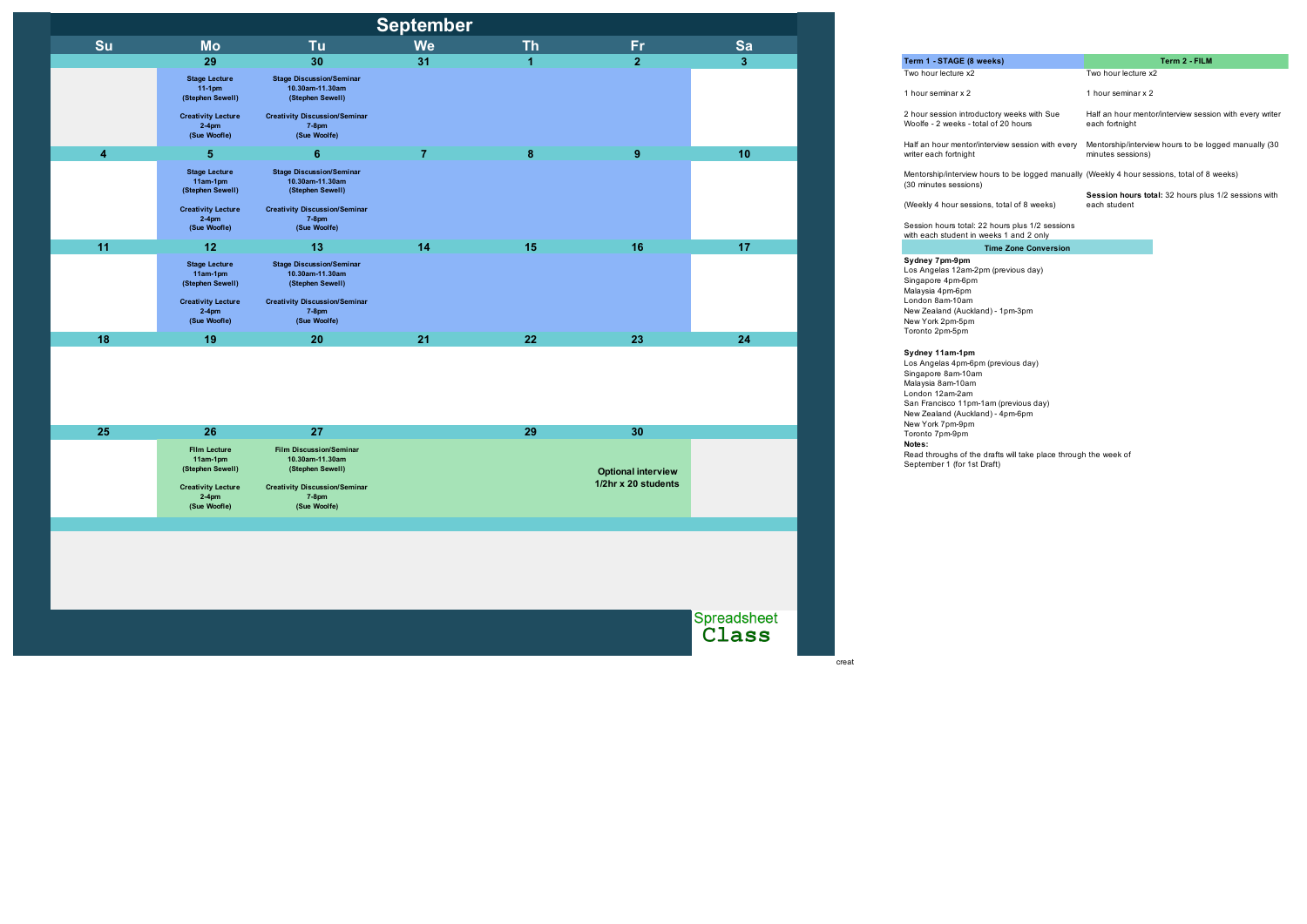# September

| Su | Mo | Tu | We | Th | Fr | Sa |
|---|---|---|---|---|---|---|
| | 29 | 30 | 31 | 1 | 2 | 3 |
| | **Stage Lecture** 11-1pm (Stephen Sewell) **Creativity Lecture** 2-4pm (Sue Woolfe) | **Stage Discussion/Seminar** 10.30am-11.30am (Stephen Sewell) **Creativity Discussion/Seminar** 7-8pm (Sue Woolfe) | | | | |
| 4 | 5 | 6 | 7 | 8 | 9 | 10 |
| | **Stage Lecture** 11am-1pm (Stephen Sewell) **Creativity Lecture** 2-4pm (Sue Woolfe) | **Stage Discussion/Seminar** 10.30am-11.30am (Stephen Sewell) **Creativity Discussion/Seminar** 7-8pm (Sue Woolfe) | | | | |
| 11 | 12 | 13 | 14 | 15 | 16 | 17 |
| | **Stage Lecture** 11am-1pm (Stephen Sewell) **Creativity Lecture** 2-4pm (Sue Woolfe) | **Stage Discussion/Seminar** 10.30am-11.30am (Stephen Sewell) **Creativity Discussion/Seminar** 7-8pm (Sue Woolfe) | | | | |
| 18 | 19 | 20 | 21 | 22 | 23 | 24 |
| | | | | | | |
| 25 | 26 | 27 | | 29 | 30 | |
| | **Film Lecture** 11am-1pm (Stephen Sewell) **Creativity Lecture** 2-4pm (Sue Woolfe) | **Film Discussion/Seminar** 10.30am-11.30am (Stephen Sewell) **Creativity Discussion/Seminar** 7-8pm (Sue Woolfe) | | | **Optional interview 1/2hr x 20 students** | |

Spreadsheet Class

| Term 1 - STAGE (8 weeks) | Term 2 - FILM |
|---|---|
| Two hour lecture x2 | Two hour lecture x2 |
| 1 hour seminar x 2 | 1 hour seminar x 2 |
| 2 hour session introductory weeks with Sue Woolfe - 2 weeks - total of 20 hours | Half an hour mentor/interview session with every writer each fortnight |
| Half an hour mentor/interview session with every writer each fortnight | Mentorship/interview hours to be logged manually (30 minutes sessions) |
| Mentorship/interview hours to be logged manually (30 minutes sessions) | (Weekly 4 hour sessions, total of 8 weeks) |
| (Weekly 4 hour sessions, total of 8 weeks) | **Session hours total:** 32 hours plus 1/2 sessions with each student |
| Session hours total: 22 hours plus 1/2 sessions with each student in weeks 1 and 2 only | |

**Time Zone Conversion**

**Sydney 7pm-9pm**
Los Angelas 12am-2pm (previous day)
Singapore 4pm-6pm
Malaysia 4pm-6pm
London 8am-10am
New Zealand (Auckland) - 1pm-3pm
New York 2pm-5pm
Toronto 2pm-5pm

**Sydney 11am-1pm**
Los Angelas 4pm-6pm (previous day)
Singapore 8am-10am
Malaysia 8am-10am
London 12am-2am
San Francisco 11pm-1am (previous day)
New Zealand (Auckland) - 4pm-6pm
New York 7pm-9pm
Toronto 7pm-9pm

**Notes:**
Read throughs of the drafts will take place through the week of September 1 (for 1st Draft)

creat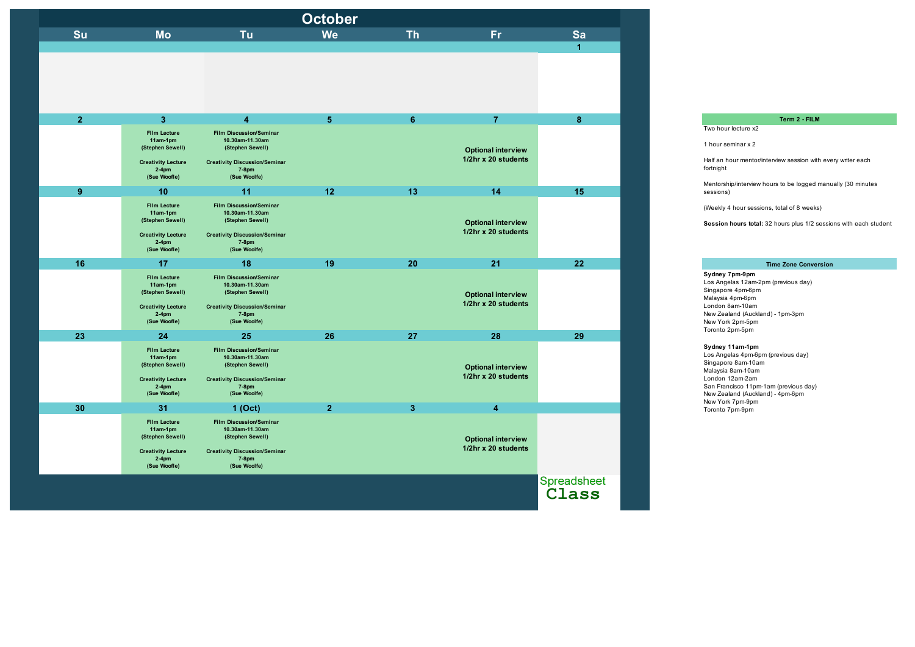# October

| Su | Mo | Tu | We | Th | Fr | Sa |
|---|---|---|---|---|---|---|
| | | | | | | 1 |
| 2 | 3<br>**Film Lecture**<br>**11am-1pm**<br>**(Stephen Sewell)**<br><br>**Creativity Lecture**<br>**2-4pm**<br>**(Sue Woolfe)** | 4<br>**Film Discussion/Seminar**<br>**10.30am-11.30am**<br>**(Stephen Sewell)**<br><br>**Creativity Discussion/Seminar**<br>**7-8pm**<br>**(Sue Woolfe)** | 5 | 6 | 7<br>**Optional interview**<br>**1/2hr x 20 students** | 8 |
| 9 | 10<br>**Film Lecture**<br>**11am-1pm**<br>**(Stephen Sewell)**<br><br>**Creativity Lecture**<br>**2-4pm**<br>**(Sue Woolfe)** | 11<br>**Film Discussion/Seminar**<br>**10.30am-11.30am**<br>**(Stephen Sewell)**<br><br>**Creativity Discussion/Seminar**<br>**7-8pm**<br>**(Sue Woolfe)** | 12 | 13 | 14<br>**Optional interview**<br>**1/2hr x 20 students** | 15 |
| 16 | 17<br>**Film Lecture**<br>**11am-1pm**<br>**(Stephen Sewell)**<br><br>**Creativity Lecture**<br>**2-4pm**<br>**(Sue Woolfe)** | 18<br>**Film Discussion/Seminar**<br>**10.30am-11.30am**<br>**(Stephen Sewell)**<br><br>**Creativity Discussion/Seminar**<br>**7-8pm**<br>**(Sue Woolfe)** | 19 | 20 | 21<br>**Optional interview**<br>**1/2hr x 20 students** | 22 |
| 23 | 24<br>**Film Lecture**<br>**11am-1pm**<br>**(Stephen Sewell)**<br><br>**Creativity Lecture**<br>**2-4pm**<br>**(Sue Woolfe)** | 25<br>**Film Discussion/Seminar**<br>**10.30am-11.30am**<br>**(Stephen Sewell)**<br><br>**Creativity Discussion/Seminar**<br>**7-8pm**<br>**(Sue Woolfe)** | 26 | 27 | 28<br>**Optional interview**<br>**1/2hr x 20 students** | 29 |
| 30 | 31<br>**Film Lecture**<br>**11am-1pm**<br>**(Stephen Sewell)**<br><br>**Creativity Lecture**<br>**2-4pm**<br>**(Sue Woolfe)** | 1 (Oct)<br>**Film Discussion/Seminar**<br>**10.30am-11.30am**<br>**(Stephen Sewell)**<br><br>**Creativity Discussion/Seminar**<br>**7-8pm**<br>**(Sue Woolfe)** | 2 | 3 | 4<br>**Optional interview**<br>**1/2hr x 20 students** | |

Spreadsheet Class

**Term 2 - FILM**

Two hour lecture x2

1 hour seminar x 2

Half an hour mentor/interview session with every writer each fortnight

Mentorship/interview hours to be logged manually (30 minutes sessions)

(Weekly 4 hour sessions, total of 8 weeks)

**Session hours total:** 32 hours plus 1/2 sessions with each student

**Time Zone Conversion**

**Sydney 7pm-9pm**
Los Angelas 12am-2pm (previous day)
Singapore 4pm-6pm
Malaysia 4pm-6pm
London 8am-10am
New Zealand (Auckland) - 1pm-3pm
New York 2pm-5pm
Toronto 2pm-5pm

**Sydney 11am-1pm**
Los Angelas 4pm-6pm (previous day)
Singapore 8am-10am
Malaysia 8am-10am
London 12am-2am
San Francisco 11pm-1am (previous day)
New Zealand (Auckland) - 4pm-6pm
New York 7pm-9pm
Toronto 7pm-9pm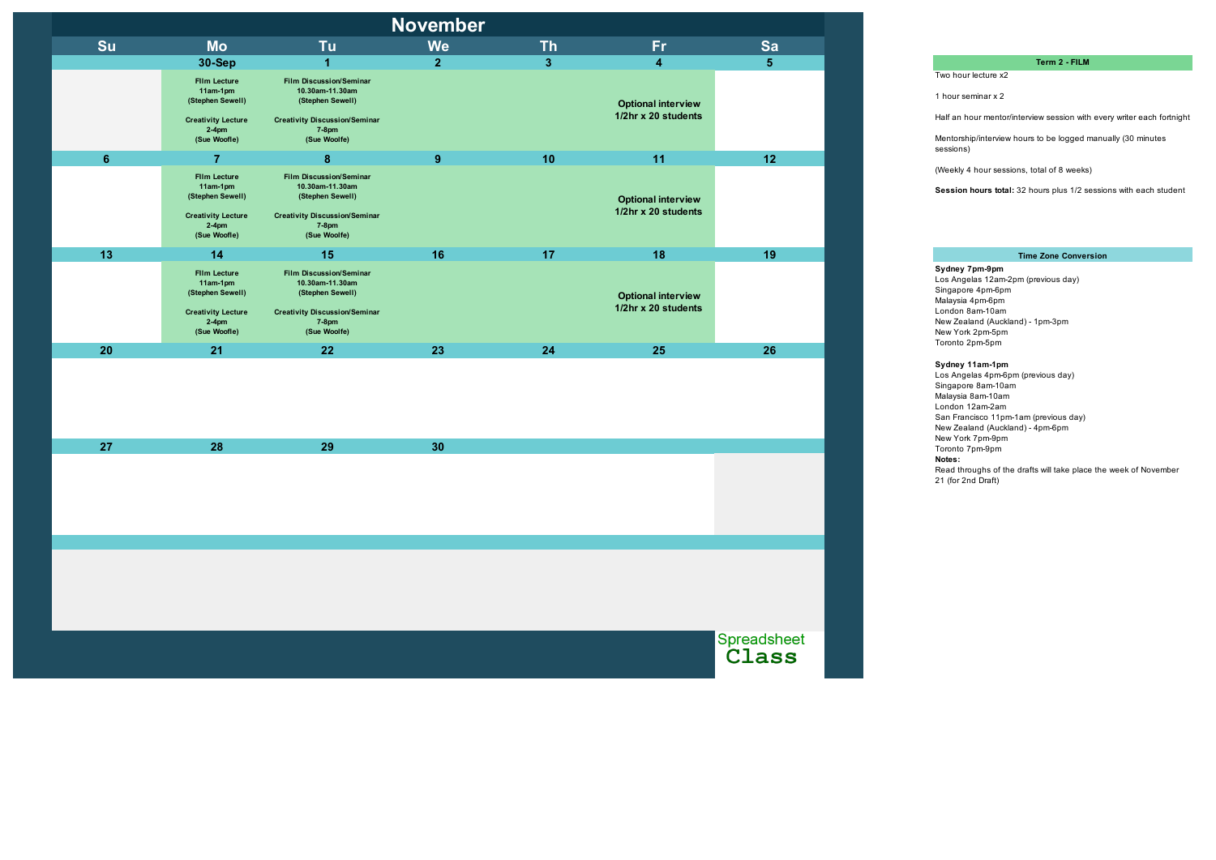# November

| Su | Mo | Tu | We | Th | Fr | Sa |
|---|---|---|---|---|---|---|
| | 30-Sep | 1 | 2 | 3 | 4 | 5 |
| | Film Lecture 11am-1pm (Stephen Sewell)<br><br>Creativity Lecture 2-4pm (Sue Woolfe) | Film Discussion/Seminar 10.30am-11.30am (Stephen Sewell)<br><br>Creativity Discussion/Seminar 7-8pm (Sue Woolfe) | | | Optional interview 1/2hr x 20 students | |
| 6 | 7 | 8 | 9 | 10 | 11 | 12 |
| | Film Lecture 11am-1pm (Stephen Sewell)<br><br>Creativity Lecture 2-4pm (Sue Woolfe) | Film Discussion/Seminar 10.30am-11.30am (Stephen Sewell)<br><br>Creativity Discussion/Seminar 7-8pm (Sue Woolfe) | | | Optional interview 1/2hr x 20 students | |
| 13 | 14 | 15 | 16 | 17 | 18 | 19 |
| | Film Lecture 11am-1pm (Stephen Sewell)<br><br>Creativity Lecture 2-4pm (Sue Woolfe) | Film Discussion/Seminar 10.30am-11.30am (Stephen Sewell)<br><br>Creativity Discussion/Seminar 7-8pm (Sue Woolfe) | | | Optional interview 1/2hr x 20 students | |
| 20 | 21 | 22 | 23 | 24 | 25 | 26 |
| | | | | | | |
| 27 | 28 | 29 | 30 | | | |
| | | | | | | |

Spreadsheet Class

**Term 2 - FILM**

Two hour lecture x2

1 hour seminar x 2

Half an hour mentor/interview session with every writer each fortnight

Mentorship/interview hours to be logged manually (30 minutes sessions)

(Weekly 4 hour sessions, total of 8 weeks)

**Session hours total:** 32 hours plus 1/2 sessions with each student

**Time Zone Conversion**

**Sydney 7pm-9pm**
Los Angelas 12am-2pm (previous day)
Singapore 4pm-6pm
Malaysia 4pm-6pm
London 8am-10am
New Zealand (Auckland) - 1pm-3pm
New York 2pm-5pm
Toronto 2pm-5pm

**Sydney 11am-1pm**
Los Angelas 4pm-6pm (previous day)
Singapore 8am-10am
Malaysia 8am-10am
London 12am-2am
San Francisco 11pm-1am (previous day)
New Zealand (Auckland) - 4pm-6pm
New York 7pm-9pm
Toronto 7pm-9pm

**Notes:**
Read throughs of the drafts will take place the week of November 21 (for 2nd Draft)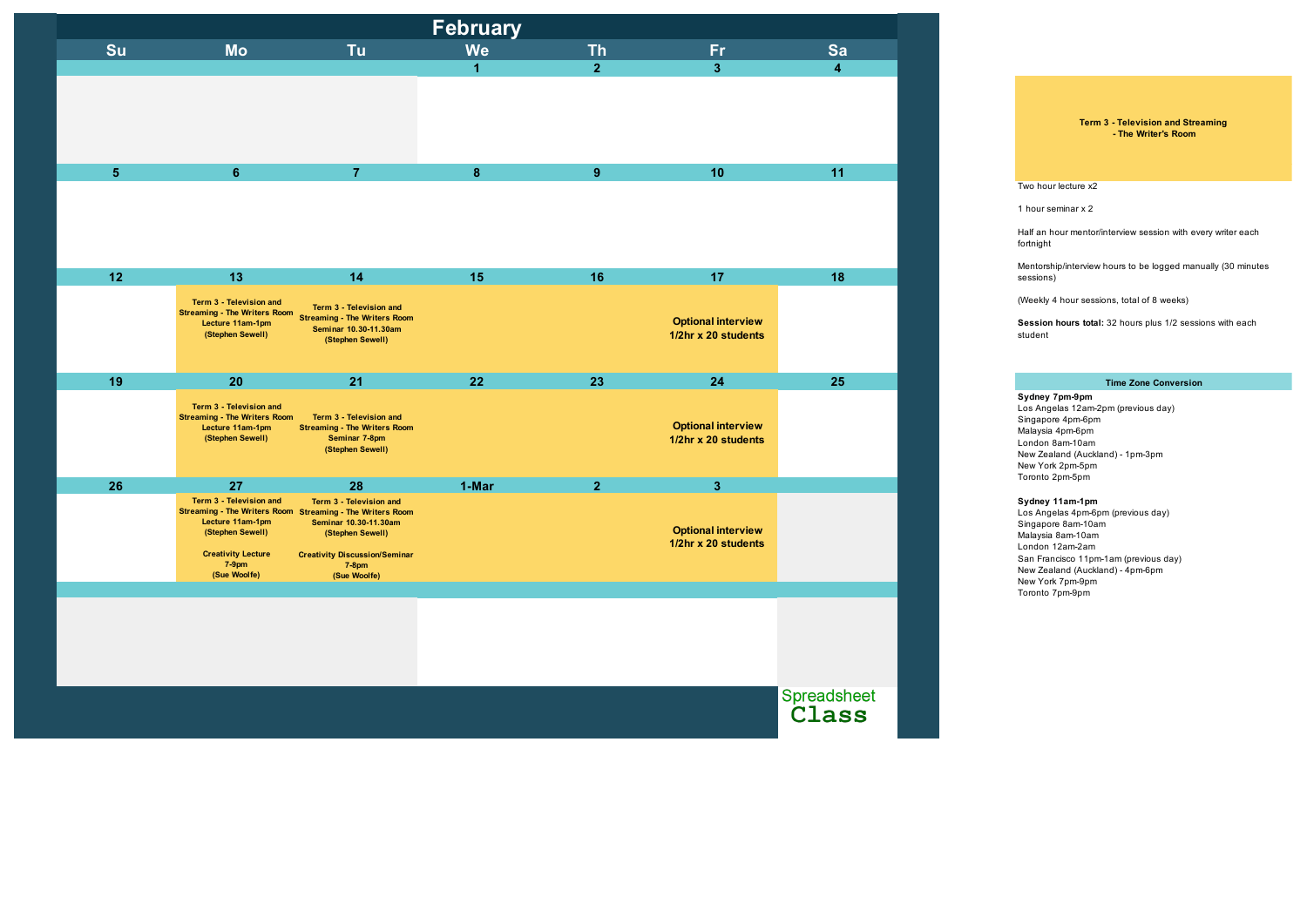# February

| Su | Mo | Tu | We | Th | Fr | Sa |
|---|---|---|---|---|---|---|
| | | | 1 | 2 | 3 | 4 |
| 5 | 6 | 7 | 8 | 9 | 10 | 11 |
| 12 | 13 **Term 3 - Television and Streaming - The Writers Room Lecture 11am-1pm (Stephen Sewell)** | 14 **Term 3 - Television and Streaming - The Writers Room Seminar 10.30-11.30am (Stephen Sewell)** | 15 | 16 | 17 **Optional interview 1/2hr x 20 students** | 18 |
| 19 | 20 **Term 3 - Television and Streaming - The Writers Room Lecture 11am-1pm (Stephen Sewell)** | 21 **Term 3 - Television and Streaming - The Writers Room Seminar 7-8pm (Stephen Sewell)** | 22 | 23 | 24 **Optional interview 1/2hr x 20 students** | 25 |
| 26 | 27 **Term 3 - Television and Streaming - The Writers Room Lecture 11am-1pm (Stephen Sewell)** **Creativity Lecture 7-9pm (Sue Woolfe)** | 28 **Term 3 - Television and Streaming - The Writers Room Seminar 10.30-11.30am (Stephen Sewell)** **Creativity Discussion/Seminar 7-8pm (Sue Woolfe)** | 1-Mar | 2 | 3 **Optional interview 1/2hr x 20 students** | |

Spreadsheet Class

**Term 3 - Television and Streaming - The Writer's Room**

Two hour lecture x2

1 hour seminar x 2

Half an hour mentor/interview session with every writer each fortnight

Mentorship/interview hours to be logged manually (30 minutes sessions)

(Weekly 4 hour sessions, total of 8 weeks)

**Session hours total:** 32 hours plus 1/2 sessions with each student

**Time Zone Conversion**

**Sydney 7pm-9pm**
Los Angelas 12am-2pm (previous day)
Singapore 4pm-6pm
Malaysia 4pm-6pm
London 8am-10am
New Zealand (Auckland) - 1pm-3pm
New York 2pm-5pm
Toronto 2pm-5pm

**Sydney 11am-1pm**
Los Angelas 4pm-6pm (previous day)
Singapore 8am-10am
Malaysia 8am-10am
London 12am-2am
San Francisco 11pm-1am (previous day)
New Zealand (Auckland) - 4pm-6pm
New York 7pm-9pm
Toronto 7pm-9pm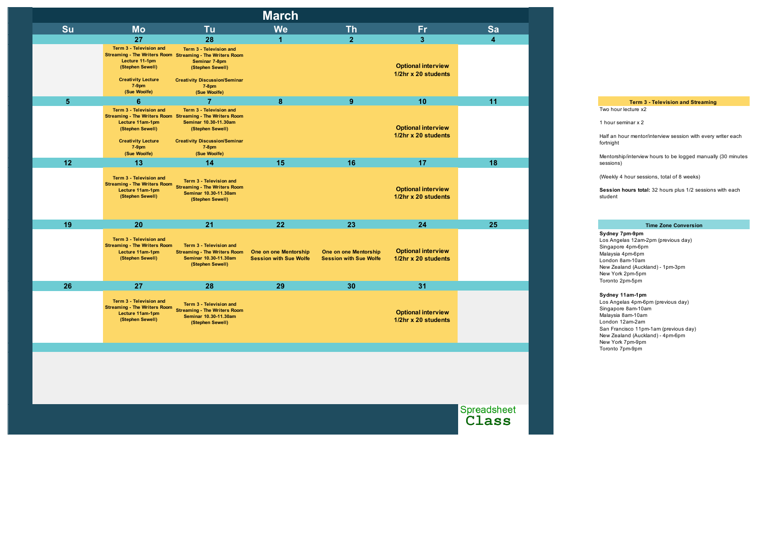# March

| Su | Mo | Tu | We | Th | Fr | Sa |
|---|---|---|---|---|---|---|
| | 27 | 28 | 1 | 2 | 3 | 4 |
| | **Term 3 - Television and Streaming - The Writers Room Lecture 11-1pm (Stephen Sewell)**<br><br>**Creativity Lecture 7-9pm (Sue Woolfe)** | **Term 3 - Television and Streaming - The Writers Room Seminar 7-8pm (Stephen Sewell)**<br><br>**Creativity Discussion/Seminar 7-8pm (Sue Woolfe)** | | | **Optional interview 1/2hr x 20 students** | |
| 5 | 6 | 7 | 8 | 9 | 10 | 11 |
| | **Term 3 - Television and Streaming - The Writers Room Lecture 11am-1pm (Stephen Sewell)**<br><br>**Creativity Lecture 7-9pm (Sue Woolfe)** | **Term 3 - Television and Streaming - The Writers Room Seminar 10.30-11.30am (Stephen Sewell)**<br><br>**Creativity Discussion/Seminar 7-8pm (Sue Woolfe)** | | | **Optional interview 1/2hr x 20 students** | |
| 12 | 13 | 14 | 15 | 16 | 17 | 18 |
| | **Term 3 - Television and Streaming - The Writers Room Lecture 11am-1pm (Stephen Sewell)** | **Term 3 - Television and Streaming - The Writers Room Seminar 10.30-11.30am (Stephen Sewell)** | | | **Optional interview 1/2hr x 20 students** | |
| 19 | 20 | 21 | 22 | 23 | 24 | 25 |
| | **Term 3 - Television and Streaming - The Writers Room Lecture 11am-1pm (Stephen Sewell)** | **Term 3 - Television and Streaming - The Writers Room Seminar 10.30-11.30am (Stephen Sewell)** | **One on one Mentorship Session with Sue Wolfe** | **One on one Mentorship Session with Sue Wolfe** | **Optional interview 1/2hr x 20 students** | |
| 26 | 27 | 28 | 29 | 30 | 31 | |
| | **Term 3 - Television and Streaming - The Writers Room Lecture 11am-1pm (Stephen Sewell)** | **Term 3 - Television and Streaming - The Writers Room Seminar 10.30-11.30am (Stephen Sewell)** | | | **Optional interview 1/2hr x 20 students** | |

Spreadsheet Class

### Term 3 - Television and Streaming

Two hour lecture x2

1 hour seminar x 2

Half an hour mentor/interview session with every writer each fortnight

Mentorship/interview hours to be logged manually (30 minutes sessions)

(Weekly 4 hour sessions, total of 8 weeks)

**Session hours total:** 32 hours plus 1/2 sessions with each student

### Time Zone Conversion

**Sydney 7pm-9pm**
Los Angelas 12am-2pm (previous day)
Singapore 4pm-6pm
Malaysia 4pm-6pm
London 8am-10am
New Zealand (Auckland) - 1pm-3pm
New York 2pm-5pm
Toronto 2pm-5pm

**Sydney 11am-1pm**
Los Angelas 4pm-6pm (previous day)
Singapore 8am-10am
Malaysia 8am-10am
London 12am-2am
San Francisco 11pm-1am (previous day)
New Zealand (Auckland) - 4pm-6pm
New York 7pm-9pm
Toronto 7pm-9pm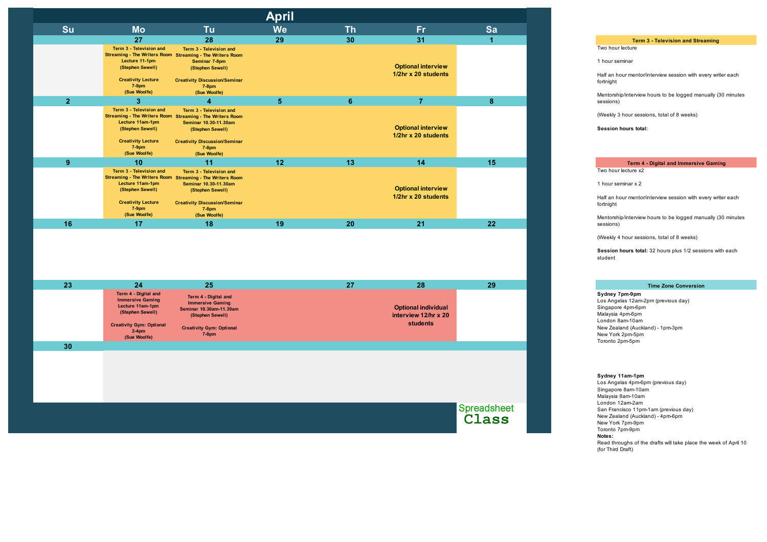# April

| Su | Mo | Tu | We | Th | Fr | Sa |
|---|---|---|---|---|---|---|
| | 27 | 28 | 29 | 30 | 31 | 1 |
| | Term 3 - Television and Streaming - The Writers Room Lecture 11-1pm (Stephen Sewell)<br><br>Creativity Lecture 7-9pm (Sue Woolfe) | Term 3 - Television and Streaming - The Writers Room Seminar 7-8pm (Stephen Sewell)<br><br>Creativity Discussion/Seminar 7-8pm (Sue Woolfe) | | | Optional interview 1/2hr x 20 students | |
| 2 | 3 | 4 | 5 | 6 | 7 | 8 |
| | Term 3 - Television and Streaming - The Writers Room Lecture 11am-1pm (Stephen Sewell)<br><br>Creativity Lecture 7-9pm (Sue Woolfe) | Term 3 - Television and Streaming - The Writers Room Seminar 10.30-11.30am (Stephen Sewell)<br><br>Creativity Discussion/Seminar 7-8pm (Sue Woolfe) | | | Optional interview 1/2hr x 20 students | |
| 9 | 10 | 11 | 12 | 13 | 14 | 15 |
| | Term 3 - Television and Streaming - The Writers Room Lecture 11am-1pm (Stephen Sewell)<br><br>Creativity Lecture 7-9pm (Sue Woolfe) | Term 3 - Television and Streaming - The Writers Room Seminar 10.30-11.30am (Stephen Sewell)<br><br>Creativity Discussion/Seminar 7-8pm (Sue Woolfe) | | | Optional interview 1/2hr x 20 students | |
| 16 | 17 | 18 | 19 | 20 | 21 | 22 |
| | | | | | | |
| 23 | 24 | 25 | | 27 | 28 | 29 |
| | Term 4 - Digital and Immersive Gaming Lecture 11am-1pm (Stephen Sewell)<br><br>Creativity Gym: Optional 2-4pm (Sue Woolfe) | Term 4 - Digital and Immersive Gaming Seminar 10.30am-11.30am (Stephen Sewell)<br><br>Creativity Gym: Optional 7-8pm | | | Optional individual interview 12/hr x 20 students | |
| 30 | | | | | | |

Spreadsheet Class

**Term 3 - Television and Streaming**

Two hour lecture

1 hour seminar

Half an hour mentor/interview session with every writer each fortnight

Mentorship/interview hours to be logged manually (30 minutes sessions)

(Weekly 3 hour sessions, total of 8 weeks)

**Session hours total:**

**Term 4 - Digital and Immersive Gaming**

Two hour lecture x2

1 hour seminar x 2

Half an hour mentor/interview session with every writer each fortnight

Mentorship/interview hours to be logged manually (30 minutes sessions)

(Weekly 4 hour sessions, total of 8 weeks)

**Session hours total:** 32 hours plus 1/2 sessions with each student

**Time Zone Conversion**

**Sydney 7pm-9pm**
Los Angelas 12am-2pm (previous day)
Singapore 4pm-6pm
Malaysia 4pm-6pm
London 8am-10am
New Zealand (Auckland) - 1pm-3pm
New York 2pm-5pm
Toronto 2pm-5pm

**Sydney 11am-1pm**
Los Angelas 4pm-6pm (previous day)
Singapore 8am-10am
Malaysia 8am-10am
London 12am-2am
San Francisco 11pm-1am (previous day)
New Zealand (Auckland) - 4pm-6pm
New York 7pm-9pm
Toronto 7pm-9pm

**Notes:**
Read throughs of the drafts will take place the week of April 10 (for Third Draft)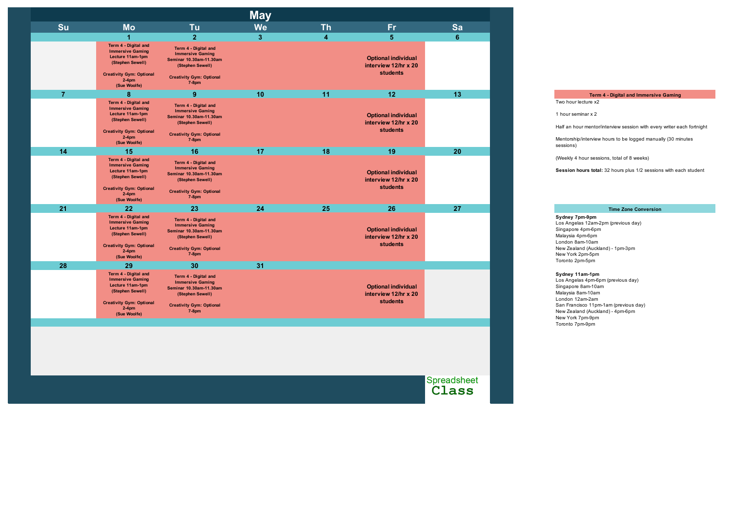# May

| Su | Mo | Tu | We | Th | Fr | Sa |
|---|---|---|---|---|---|---|
| | 1 | 2 | 3 | 4 | 5 | 6 |
| | **Term 4 - Digital and Immersive Gaming Lecture 11am-1pm (Stephen Sewell)** **Creativity Gym: Optional 2-4pm (Sue Woolfe)** | **Term 4 - Digital and Immersive Gaming Seminar 10.30am-11.30am (Stephen Sewell)** **Creativity Gym: Optional 7-8pm** | | | **Optional individual interview 12/hr x 20 students** | |
| 7 | 8 | 9 | 10 | 11 | 12 | 13 |
| | **Term 4 - Digital and Immersive Gaming Lecture 11am-1pm (Stephen Sewell)** **Creativity Gym: Optional 2-4pm (Sue Woolfe)** | **Term 4 - Digital and Immersive Gaming Seminar 10.30am-11.30am (Stephen Sewell)** **Creativity Gym: Optional 7-8pm** | | | **Optional individual interview 12/hr x 20 students** | |
| 14 | 15 | 16 | 17 | 18 | 19 | 20 |
| | **Term 4 - Digital and Immersive Gaming Lecture 11am-1pm (Stephen Sewell)** **Creativity Gym: Optional 2-4pm (Sue Woolfe)** | **Term 4 - Digital and Immersive Gaming Seminar 10.30am-11.30am (Stephen Sewell)** **Creativity Gym: Optional 7-8pm** | | | **Optional individual interview 12/hr x 20 students** | |
| 21 | 22 | 23 | 24 | 25 | 26 | 27 |
| | **Term 4 - Digital and Immersive Gaming Lecture 11am-1pm (Stephen Sewell)** **Creativity Gym: Optional 2-4pm (Sue Woolfe)** | **Term 4 - Digital and Immersive Gaming Seminar 10.30am-11.30am (Stephen Sewell)** **Creativity Gym: Optional 7-8pm** | | | **Optional individual interview 12/hr x 20 students** | |
| 28 | 29 | 30 | 31 | | | |
| | **Term 4 - Digital and Immersive Gaming Lecture 11am-1pm (Stephen Sewell)** **Creativity Gym: Optional 2-4pm (Sue Woolfe)** | **Term 4 - Digital and Immersive Gaming Seminar 10.30am-11.30am (Stephen Sewell)** **Creativity Gym: Optional 7-8pm** | | | **Optional individual interview 12/hr x 20 students** | |

Spreadsheet Class

**Term 4 - Digital and Immersive Gaming**

Two hour lecture x2

1 hour seminar x 2

Half an hour mentor/interview session with every writer each fortnight

Mentorship/interview hours to be logged manually (30 minutes sessions)

(Weekly 4 hour sessions, total of 8 weeks)

**Session hours total:** 32 hours plus 1/2 sessions with each student

**Time Zone Conversion**

**Sydney 7pm-9pm**
Los Angelas 12am-2pm (previous day)
Singapore 4pm-6pm
Malaysia 4pm-6pm
London 8am-10am
New Zealand (Auckland) - 1pm-3pm
New York 2pm-5pm
Toronto 2pm-5pm

**Sydney 11am-1pm**
Los Angelas 4pm-6pm (previous day)
Singapore 8am-10am
Malaysia 8am-10am
London 12am-2am
San Francisco 11pm-1am (previous day)
New Zealand (Auckland) - 4pm-6pm
New York 7pm-9pm
Toronto 7pm-9pm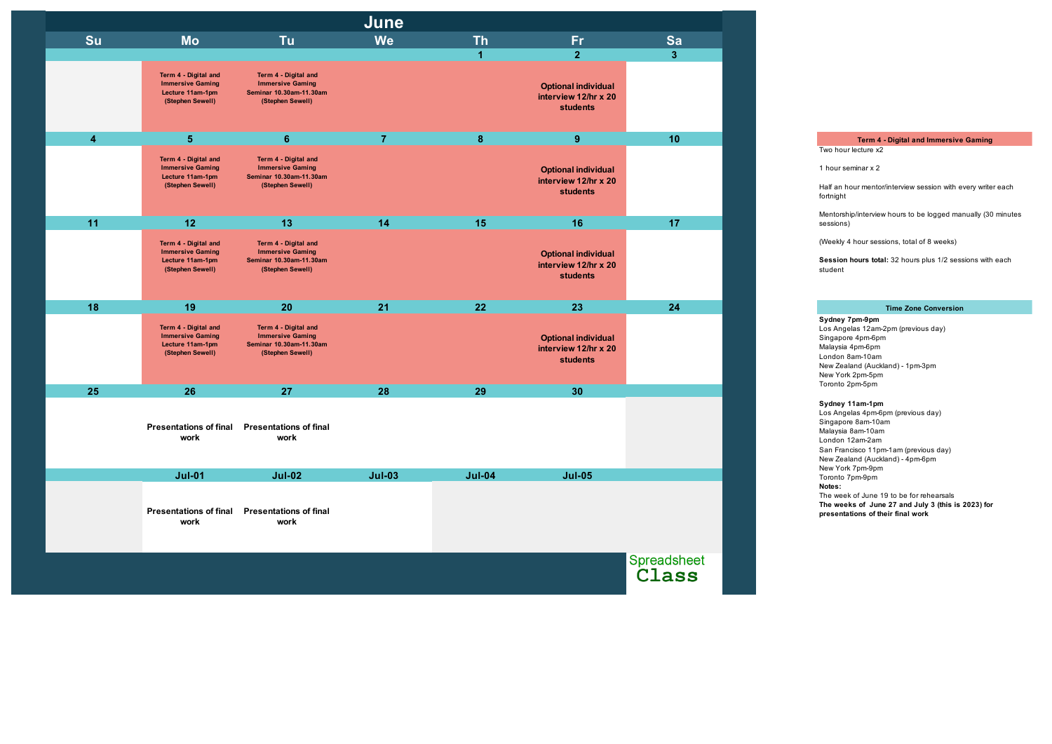# June

| Su | Mo | Tu | We | Th | Fr | Sa |
| --- | --- | --- | --- | --- | --- | --- |
| | | | | 1 | 2 | 3 |
| | Term 4 - Digital and Immersive Gaming Lecture 11am-1pm (Stephen Sewell) | Term 4 - Digital and Immersive Gaming Seminar 10.30am-11.30am (Stephen Sewell) | | | Optional individual interview 12/hr x 20 students | |
| 4 | 5 | 6 | 7 | 8 | 9 | 10 |
| | Term 4 - Digital and Immersive Gaming Lecture 11am-1pm (Stephen Sewell) | Term 4 - Digital and Immersive Gaming Seminar 12.30am-11.30am (Stephen Sewell) | | | Optional individual interview 12/hr x 20 students | |
| 11 | 12 | 13 | 14 | 15 | 16 | 17 |
| | Term 4 - Digital and Immersive Gaming Lecture 11am-1pm (Stephen Sewell) | Term 4 - Digital and Immersive Gaming Seminar 10.30am-11.30am (Stephen Sewell) | | | Optional individual interview 12/hr x 20 students | |
| 18 | 19 | 20 | 21 | 22 | 23 | 24 |
| | Term 4 - Digital and Immersive Gaming Lecture 11am-1pm (Stephen Sewell) | Term 4 - Digital and Immersive Gaming Seminar 10.30am-11.30am (Stephen Sewell) | | | Optional individual interview 12/hr x 20 students | |
| 25 | 26 | 27 | 28 | 29 | 30 | |
| | Presentations of final work | Presentations of final work | | | | |
| | Jul-01 | Jul-02 | Jul-03 | Jul-04 | Jul-05 | |
| | Presentations of final work | Presentations of final work | | | | |

Spreadsheet Class

**Term 4 - Digital and Immersive Gaming**

Two hour lecture x2

1 hour seminar x 2

Half an hour mentor/interview session with every writer each fortnight

Mentorship/interview hours to be logged manually (30 minutes sessions)

(Weekly 4 hour sessions, total of 8 weeks)

**Session hours total:** 32 hours plus 1/2 sessions with each student

**Time Zone Conversion**

**Sydney 7pm-9pm**
Los Angelas 12am-2pm (previous day)
Singapore 4pm-6pm
Malaysia 4pm-6pm
London 8am-10am
New Zealand (Auckland) - 1pm-3pm
New York 2pm-5pm
Toronto 2pm-5pm

**Sydney 11am-1pm**
Los Angelas 4pm-6pm (previous day)
Singapore 8am-10am
Malaysia 8am-10am
London 12am-2am
San Francisco 11pm-1am (previous day)
New Zealand (Auckland) - 4pm-6pm
New York 7pm-9pm
Toronto 7pm-9pm

**Notes:**
The week of June 19 to be for rehearsals
**The weeks of June 27 and July 3 (this is 2023) for presentations of their final work**